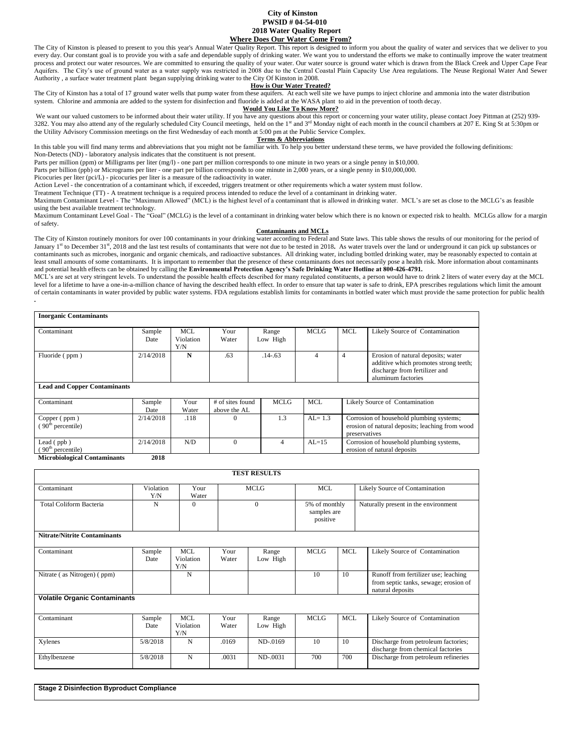# City of Kinston

## PWSID # 04-54-010

## 2018 Water Quality Report

### Where Does Our Water Come From?

The City of Kinston is pleased to present to you this year's Annual Water Quality Report. This report is designed to inform you about the quality of water and services that we deliver to you every day. Our constant goal is to provide you with a safe and dependable supply of drinking water. We want you to understand the efforts we make to continually improve the water treatment process and protect our water resources. We are committed to ensuring the quality of your water. Our water source is ground water which is drawn from the Black Creek and Upper Cape Fear Aquifers. The City's use of ground water as a water supply was restricted in 2008 due to the Central Coastal Plain Capacity Use Area regulations. The Neuse Regional Water And Sewer Authority , a surface water treatment plant began supplying drinking water to the City Of Kinston in 2008.

### How is Our Water Treated?

The City of Kinston has a total of 17 ground water wells that pump water from these aquifers. At each well site we have pumps to inject chlorine and ammonia into the water distribution system. Chlorine and ammonia are added to the system for disinfection and fluoride is added at the WASA plant to aid in the prevention of tooth decay.

### Would You Like To Know More?

We want our valued customers to be informed about their water utility. If you have any questions about this report or concerning your water utility, please contact Joey Pittman at (252) 939-3282. You may also attend any of the regularly scheduled City Council meetings, held on the 1st and 3rd Monday night of each month in the council chambers at 207 E. King St at 5:30pm or the Utility Advisory Commission meetings on the first Wednesday of each month at 5:00 pm at the Public Service Complex.

### Terms & Abbreviations

In this table you will find many terms and abbreviations that you might not be familiar with. To help you better understand these terms, we have provided the following definitions:

Non-Detects (ND) - laboratory analysis indicates that the constituent is not present.

Parts per million (ppm) or Milligrams per liter (mg/l) - one part per million corresponds to one minute in two years or a single penny in $10,000.

Parts per billion (ppb) or Micrograms per liter - one part per billion corresponds to one minute in 2,000 years, or a single penny in $10,000,000.

Picocuries per liter (pci/L) - picocuries per liter is a measure of the radioactivity in water.

Action Level - the concentration of a contaminant which, if exceeded, triggers treatment or other requirements which a water system must follow.

Treatment Technique (TT) - A treatment technique is a required process intended to reduce the level of a contaminant in drinking water.

Maximum Contaminant Level - The "Maximum Allowed" (MCL) is the highest level of a contaminant that is allowed in drinking water. MCL's are set as close to the MCLG's as feasible using the best available treatment technology.

Maximum Contaminant Level Goal - The "Goal" (MCLG) is the level of a contaminant in drinking water below which there is no known or expected risk to health. MCLGs allow for a margin of safety.

### Contaminants and MCLs

The City of Kinston routinely monitors for over 100 contaminants in your drinking water according to Federal and State laws. This table shows the results of our monitoring for the period of January 1st to December 31st, 2018 and the last test results of contaminants that were not due to be tested in 2018**.** As water travels over the land or underground it can pick up substances or contaminants such as microbes, inorganic and organic chemicals, and radioactive substances. All drinking water, including bottled drinking water, may be reasonably expected to contain at least small amounts of some contaminants. It is important to remember that the presence of these contaminants does not necessarily pose a health risk. More information about contaminants and potential health effects can be obtained by calling the **Environmental Protection Agency's Safe Drinking Water Hotline at 800-426-4791.**

MCL's are set at very stringent levels. To understand the possible health effects described for many regulated constituents, a person would have to drink 2 liters of water every day at the MCL level for a lifetime to have a one-in-a-million chance of having the described health effect. In order to ensure that tap water is safe to drink, EPA prescribes regulations which limit the amount of certain contaminants in water provided by public water systems. FDA regulations establish limits for contaminants in bottled water which must provide the same protection for public health .

**Inorganic Contaminants**

| Contaminant | Sample Date | MCL Violation Y/N | Your Water | Range Low High | MCLG | MCL | Likely Source of Contamination |
|---|---|---|---|---|---|---|---|
| Fluoride ( ppm ) | 2/14/2018 | **N** | .63 | .14-.63 | 4 | 4 | Erosion of natural deposits; water additive which promotes strong teeth; discharge from fertilizer and aluminum factories |

**Lead and Copper Contaminants**

| Contaminant | Sample Date | Your Water | # of sites found above the AL | MCLG | MCL | Likely Source of Contamination |
|---|---|---|---|---|---|---|
| Copper ( ppm ) ( 90th percentile) | 2/14/2018 | .118 | 0 | 1.3 | AL= 1.3 | Corrosion of household plumbing systems; erosion of natural deposits; leaching from wood preservatives |
| Lead ( ppb ) ( 90th percentile) | 2/14/2018 | N/D | 0 | 4 | AL=15 | Corrosion of household plumbing systems, erosion of natural deposits |

**Microbiological Contaminants 2018**

**TEST RESULTS**

| Contaminant | Violation Y/N | Your Water | MCLG | MCL | Likely Source of Contamination |
|---|---|---|---|---|---|
| Total Coliform Bacteria | N | 0 | 0 | 5% of monthly samples are positive | Naturally present in the environment |

**Nitrate/Nitrite Contaminants**

| Contaminant | Sample Date | MCL Violation Y/N | Your Water | Range Low High | MCLG | MCL | Likely Source of Contamination |
|---|---|---|---|---|---|---|---|
| Nitrate ( as Nitrogen) ( ppm) | | N | | | 10 | 10 | Runoff from fertilizer use; leaching from septic tanks, sewage; erosion of natural deposits |

**Volatile Organic Contaminants**

| Contaminant | Sample Date | MCL Violation Y/N | Your Water | Range Low High | MCLG | MCL | Likely Source of Contamination |
|---|---|---|---|---|---|---|---|
| Xylenes | 5/8/2018 | N | .0169 | ND-.0169 | 10 | 10 | Discharge from petroleum factories; discharge from chemical factories |
| Ethylbenzene | 5/8/2018 | N | .0031 | ND-.0031 | 700 | 700 | Discharge from petroleum refineries |

**Stage 2 Disinfection Byproduct Compliance**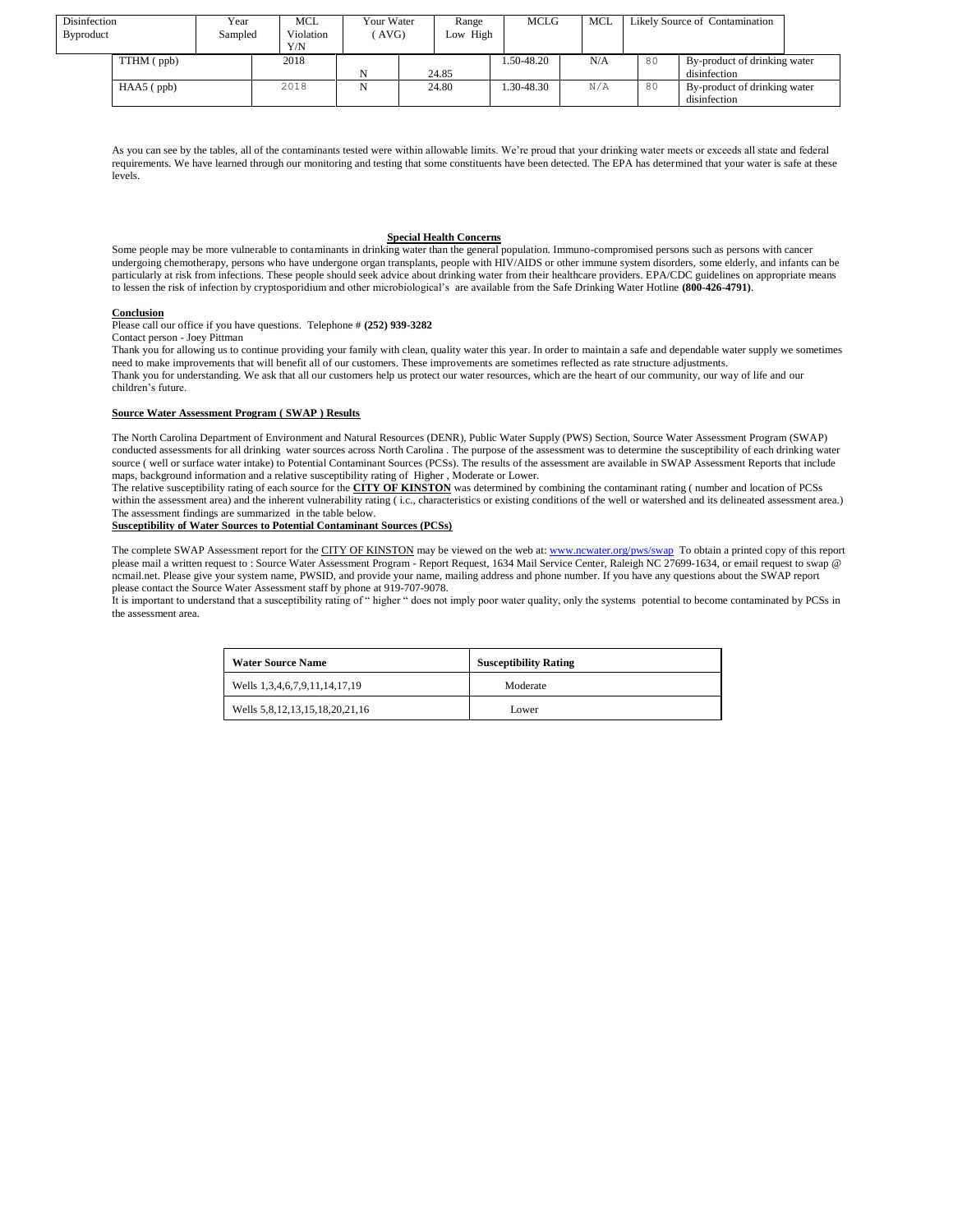| Disinfection Byproduct | Year Sampled | MCL Violation Y/N | Your Water (AVG) | Range Low High | MCLG | MCL | Likely Source of Contamination |
|---|---|---|---|---|---|---|---|
| TTHM ( ppb) | 2018 | N | 24.85 | 1.50-48.20 | N/A | 80 | By-product of drinking water disinfection |
| HAA5 ( ppb) | 2018 | N | 24.80 | 1.30-48.30 | N/A | 80 | By-product of drinking water disinfection |

As you can see by the tables, all of the contaminants tested were within allowable limits. We're proud that your drinking water meets or exceeds all state and federal requirements. We have learned through our monitoring and testing that some constituents have been detected. The EPA has determined that your water is safe at these levels.

**Special Health Concerns**

Some people may be more vulnerable to contaminants in drinking water than the general population. Immuno-compromised persons such as persons with cancer undergoing chemotherapy, persons who have undergone organ transplants, people with HIV/AIDS or other immune system disorders, some elderly, and infants can be particularly at risk from infections. These people should seek advice about drinking water from their healthcare providers. EPA/CDC guidelines on appropriate means to lessen the risk of infection by cryptosporidium and other microbiological's are available from the Safe Drinking Water Hotline **(800-426-4791)**.

**Conclusion**

Please call our office if you have questions. Telephone # **(252) 939-3282**

Contact person - Joey Pittman

Thank you for allowing us to continue providing your family with clean, quality water this year. In order to maintain a safe and dependable water supply we sometimes need to make improvements that will benefit all of our customers. These improvements are sometimes reflected as rate structure adjustments.

Thank you for understanding. We ask that all our customers help us protect our water resources, which are the heart of our community, our way of life and our children's future.

**Source Water Assessment Program ( SWAP ) Results**

The North Carolina Department of Environment and Natural Resources (DENR), Public Water Supply (PWS) Section, Source Water Assessment Program (SWAP) conducted assessments for all drinking water sources across North Carolina . The purpose of the assessment was to determine the susceptibility of each drinking water source ( well or surface water intake) to Potential Contaminant Sources (PCSs). The results of the assessment are available in SWAP Assessment Reports that include maps, background information and a relative susceptibility rating of Higher , Moderate or Lower.

The relative susceptibility rating of each source for the **CITY OF KINSTON** was determined by combining the contaminant rating ( number and location of PCSs within the assessment area) and the inherent vulnerability rating ( i.c., characteristics or existing conditions of the well or watershed and its delineated assessment area.) The assessment findings are summarized in the table below.

**Susceptibility of Water Sources to Potential Contaminant Sources (PCSs)**

The complete SWAP Assessment report for the CITY OF KINSTON may be viewed on the web at: www.ncwater.org/pws/swap To obtain a printed copy of this report please mail a written request to : Source Water Assessment Program - Report Request, 1634 Mail Service Center, Raleigh NC 27699-1634, or email request to swap @ ncmail.net. Please give your system name, PWSID, and provide your name, mailing address and phone number. If you have any questions about the SWAP report please contact the Source Water Assessment staff by phone at 919-707-9078.

It is important to understand that a susceptibility rating of " higher " does not imply poor water quality, only the systems potential to become contaminated by PCSs in the assessment area.

| Water Source Name | Susceptibility Rating |
|---|---|
| Wells 1,3,4,6,7,9,11,14,17,19 | Moderate |
| Wells 5,8,12,13,15,18,20,21,16 | Lower |